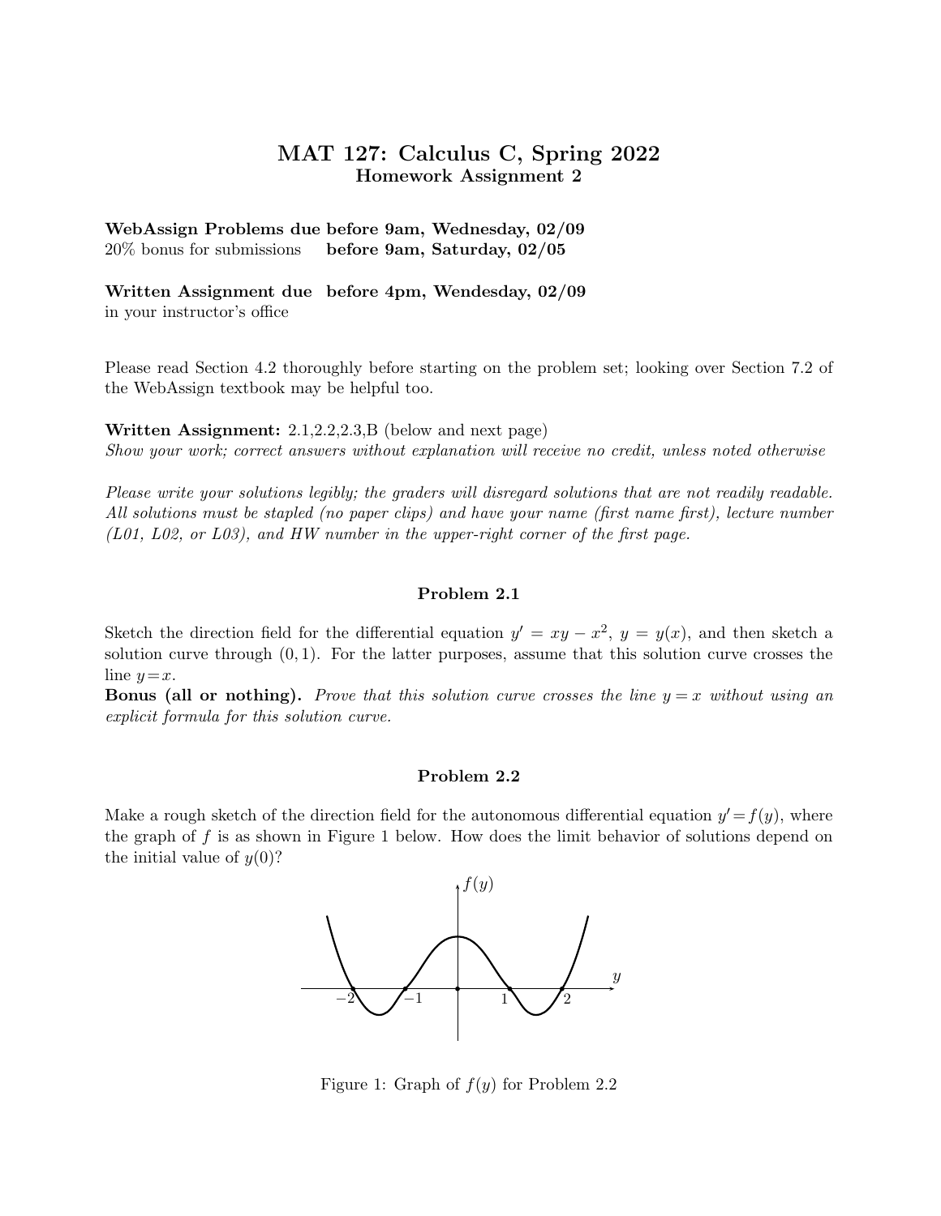# MAT 127: Calculus C, Spring 2022
## Homework Assignment 2

**WebAssign Problems due before 9am, Wednesday, 02/09**
20% bonus for submissions **before 9am, Saturday, 02/05**

**Written Assignment due before 4pm, Wendesday, 02/09**
in your instructor's office

Please read Section 4.2 thoroughly before starting on the problem set; looking over Section 7.2 of the WebAssign textbook may be helpful too.

**Written Assignment:** 2.1,2.2,2.3,B (below and next page)
*Show your work; correct answers without explanation will receive no credit, unless noted otherwise*

*Please write your solutions legibly; the graders will disregard solutions that are not readily readable. All solutions must be stapled (no paper clips) and have your name (first name first), lecture number (L01, L02, or L03), and HW number in the upper-right corner of the first page.*

### Problem 2.1

Sketch the direction field for the differential equation $y' = xy - x^2$, $y = y(x)$, and then sketch a solution curve through $(0, 1)$. For the latter purposes, assume that this solution curve crosses the line $y = x$.

**Bonus (all or nothing).** *Prove that this solution curve crosses the line $y = x$ without using an explicit formula for this solution curve.*

### Problem 2.2

Make a rough sketch of the direction field for the autonomous differential equation $y' = f(y)$, where the graph of $f$ is as shown in Figure 1 below. How does the limit behavior of solutions depend on the initial value of $y(0)$?

Figure 1: Graph of $f(y)$ for Problem 2.2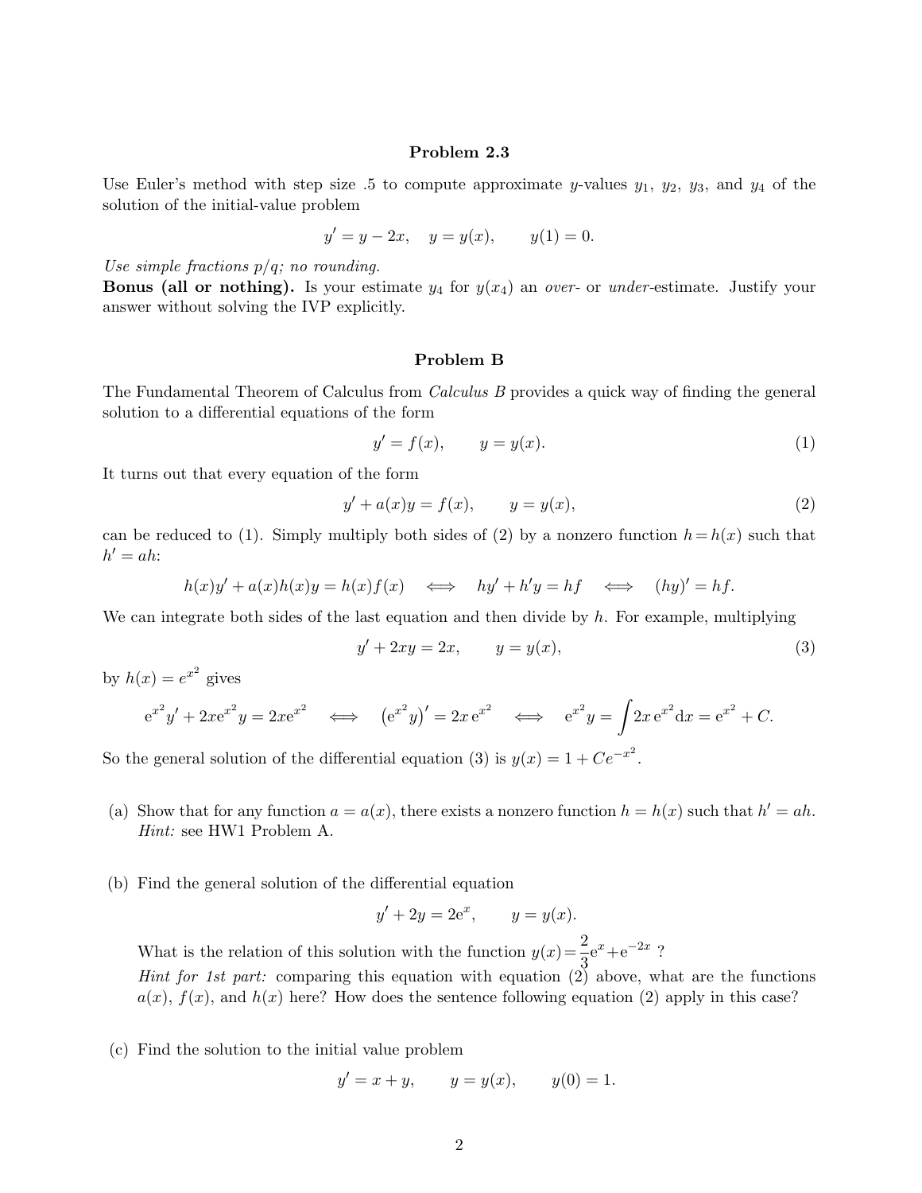### Problem 2.3

Use Euler's method with step size .5 to compute approximate $y$-values $y_1$, $y_2$, $y_3$, and $y_4$ of the solution of the initial-value problem

$$y' = y - 2x, \quad y = y(x), \qquad y(1) = 0.$$

*Use simple fractions p/q; no rounding.*

**Bonus (all or nothing).** Is your estimate $y_4$ for $y(x_4)$ an *over-* or *under*-estimate. Justify your answer without solving the IVP explicitly.

### Problem B

The Fundamental Theorem of Calculus from *Calculus B* provides a quick way of finding the general solution to a differential equations of the form

$$y' = f(x), \qquad y = y(x). \tag{1}$$

It turns out that every equation of the form

$$y' + a(x)y = f(x), \qquad y = y(x), \tag{2}$$

can be reduced to (1). Simply multiply both sides of (2) by a nonzero function $h = h(x)$ such that $h' = ah$:

$$h(x)y' + a(x)h(x)y = h(x)f(x) \iff hy' + h'y = hf \iff (hy)' = hf.$$

We can integrate both sides of the last equation and then divide by $h$. For example, multiplying

$$y' + 2xy = 2x, \qquad y = y(x), \tag{3}$$

by $h(x) = e^{x^2}$ gives

$$\mathrm{e}^{x^2}y' + 2x\mathrm{e}^{x^2}y = 2x\mathrm{e}^{x^2} \iff \left(\mathrm{e}^{x^2}y\right)' = 2x\,\mathrm{e}^{x^2} \iff \mathrm{e}^{x^2}y = \int 2x\,\mathrm{e}^{x^2}\mathrm{d}x = \mathrm{e}^{x^2} + C.$$

So the general solution of the differential equation (3) is $y(x) = 1 + Ce^{-x^2}$.

(a) Show that for any function $a = a(x)$, there exists a nonzero function $h = h(x)$ such that $h' = ah$. *Hint:* see HW1 Problem A.

(b) Find the general solution of the differential equation

$$y' + 2y = 2\mathrm{e}^x, \qquad y = y(x).$$

What is the relation of this solution with the function $y(x) = \frac{2}{3}\mathrm{e}^x + \mathrm{e}^{-2x}$ ?
*Hint for 1st part:* comparing this equation with equation (2) above, what are the functions $a(x)$, $f(x)$, and $h(x)$ here? How does the sentence following equation (2) apply in this case?

(c) Find the solution to the initial value problem

$$y' = x + y, \qquad y = y(x), \qquad y(0) = 1.$$